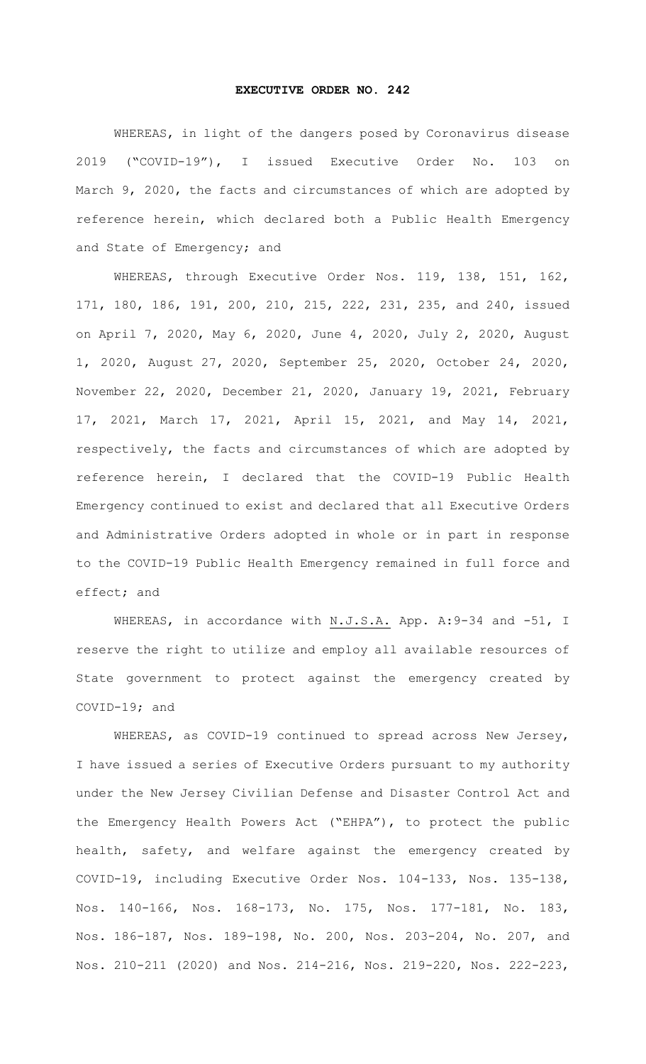# EXECUTIVE ORDER NO. 242

WHEREAS, in light of the dangers posed by Coronavirus disease 2019 ("COVID-19"), I issued Executive Order No. 103 on March 9, 2020, the facts and circumstances of which are adopted by reference herein, which declared both a Public Health Emergency and State of Emergency; and

WHEREAS, through Executive Order Nos. 119, 138, 151, 162, 171, 180, 186, 191, 200, 210, 215, 222, 231, 235, and 240, issued on April 7, 2020, May 6, 2020, June 4, 2020, July 2, 2020, August 1, 2020, August 27, 2020, September 25, 2020, October 24, 2020, November 22, 2020, December 21, 2020, January 19, 2021, February 17, 2021, March 17, 2021, April 15, 2021, and May 14, 2021, respectively, the facts and circumstances of which are adopted by reference herein, I declared that the COVID-19 Public Health Emergency continued to exist and declared that all Executive Orders and Administrative Orders adopted in whole or in part in response to the COVID-19 Public Health Emergency remained in full force and effect; and

WHEREAS, in accordance with N.J.S.A. App. A:9-34 and -51, I reserve the right to utilize and employ all available resources of State government to protect against the emergency created by COVID-19; and

WHEREAS, as COVID-19 continued to spread across New Jersey, I have issued a series of Executive Orders pursuant to my authority under the New Jersey Civilian Defense and Disaster Control Act and the Emergency Health Powers Act ("EHPA"), to protect the public health, safety, and welfare against the emergency created by COVID-19, including Executive Order Nos. 104-133, Nos. 135-138, Nos. 140-166, Nos. 168-173, No. 175, Nos. 177-181, No. 183, Nos. 186-187, Nos. 189-198, No. 200, Nos. 203-204, No. 207, and Nos. 210-211 (2020) and Nos. 214-216, Nos. 219-220, Nos. 222-223,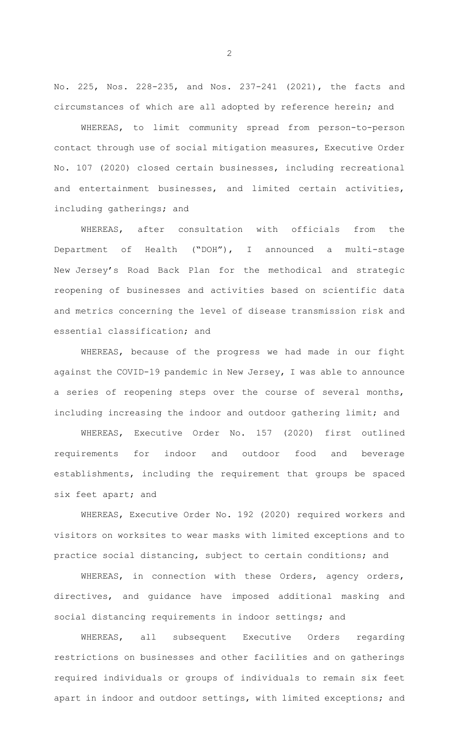No. 225, Nos. 228-235, and Nos. 237-241 (2021), the facts and circumstances of which are all adopted by reference herein; and

WHEREAS, to limit community spread from person-to-person contact through use of social mitigation measures, Executive Order No. 107 (2020) closed certain businesses, including recreational and entertainment businesses, and limited certain activities, including gatherings; and

WHEREAS, after consultation with officials from the Department of Health ("DOH"), I announced a multi-stage New Jersey's Road Back Plan for the methodical and strategic reopening of businesses and activities based on scientific data and metrics concerning the level of disease transmission risk and essential classification; and

WHEREAS, because of the progress we had made in our fight against the COVID-19 pandemic in New Jersey, I was able to announce a series of reopening steps over the course of several months, including increasing the indoor and outdoor gathering limit; and

WHEREAS, Executive Order No. 157 (2020) first outlined requirements for indoor and outdoor food and beverage establishments, including the requirement that groups be spaced six feet apart; and

WHEREAS, Executive Order No. 192 (2020) required workers and visitors on worksites to wear masks with limited exceptions and to practice social distancing, subject to certain conditions; and

WHEREAS, in connection with these Orders, agency orders, directives, and guidance have imposed additional masking and social distancing requirements in indoor settings; and

WHEREAS, all subsequent Executive Orders regarding restrictions on businesses and other facilities and on gatherings required individuals or groups of individuals to remain six feet apart in indoor and outdoor settings, with limited exceptions; and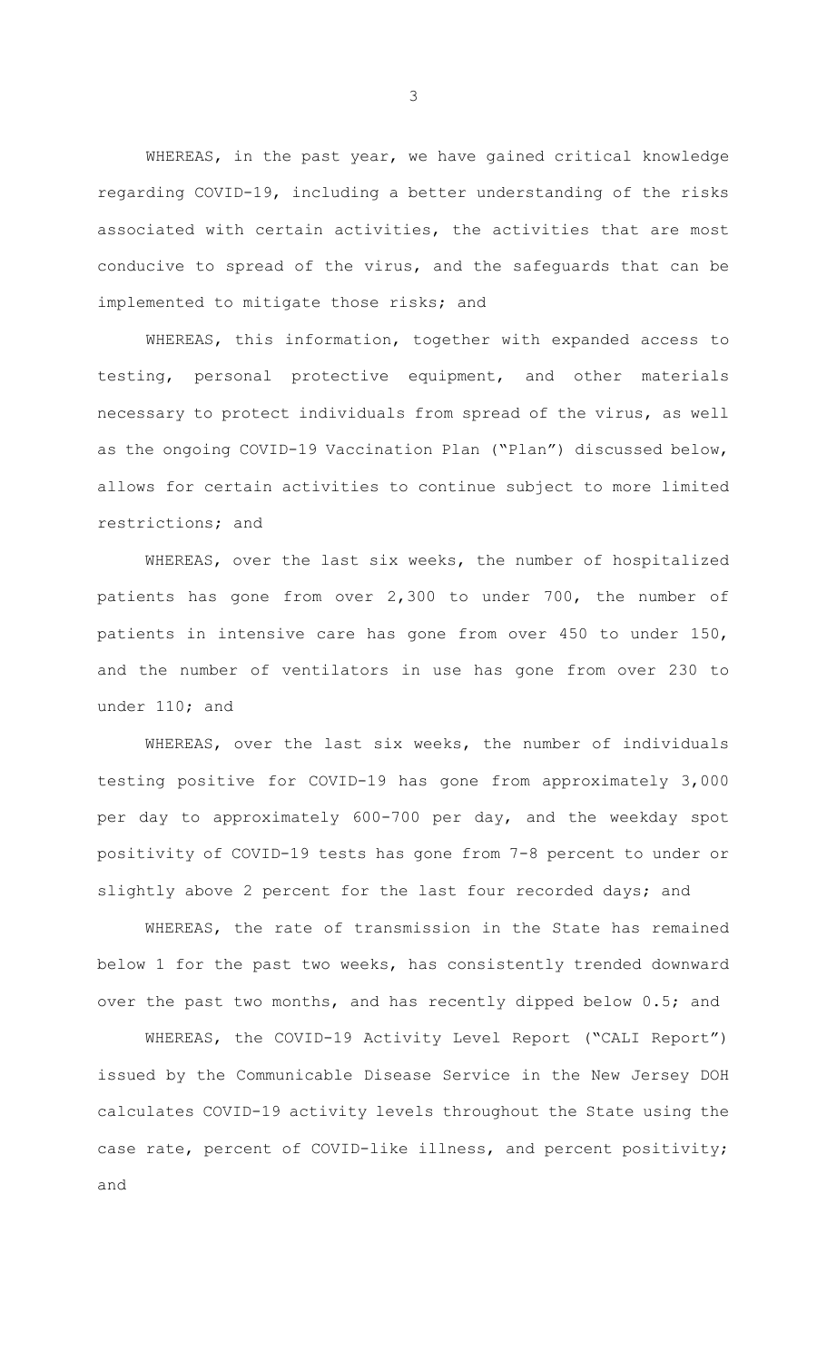WHEREAS, in the past year, we have gained critical knowledge regarding COVID-19, including a better understanding of the risks associated with certain activities, the activities that are most conducive to spread of the virus, and the safeguards that can be implemented to mitigate those risks; and

WHEREAS, this information, together with expanded access to testing, personal protective equipment, and other materials necessary to protect individuals from spread of the virus, as well as the ongoing COVID-19 Vaccination Plan ("Plan") discussed below, allows for certain activities to continue subject to more limited restrictions; and

WHEREAS, over the last six weeks, the number of hospitalized patients has gone from over 2,300 to under 700, the number of patients in intensive care has gone from over 450 to under 150, and the number of ventilators in use has gone from over 230 to under 110; and

WHEREAS, over the last six weeks, the number of individuals testing positive for COVID-19 has gone from approximately 3,000 per day to approximately 600-700 per day, and the weekday spot positivity of COVID-19 tests has gone from 7-8 percent to under or slightly above 2 percent for the last four recorded days; and

WHEREAS, the rate of transmission in the State has remained below 1 for the past two weeks, has consistently trended downward over the past two months, and has recently dipped below 0.5; and

WHEREAS, the COVID-19 Activity Level Report ("CALI Report") issued by the Communicable Disease Service in the New Jersey DOH calculates COVID-19 activity levels throughout the State using the case rate, percent of COVID-like illness, and percent positivity; and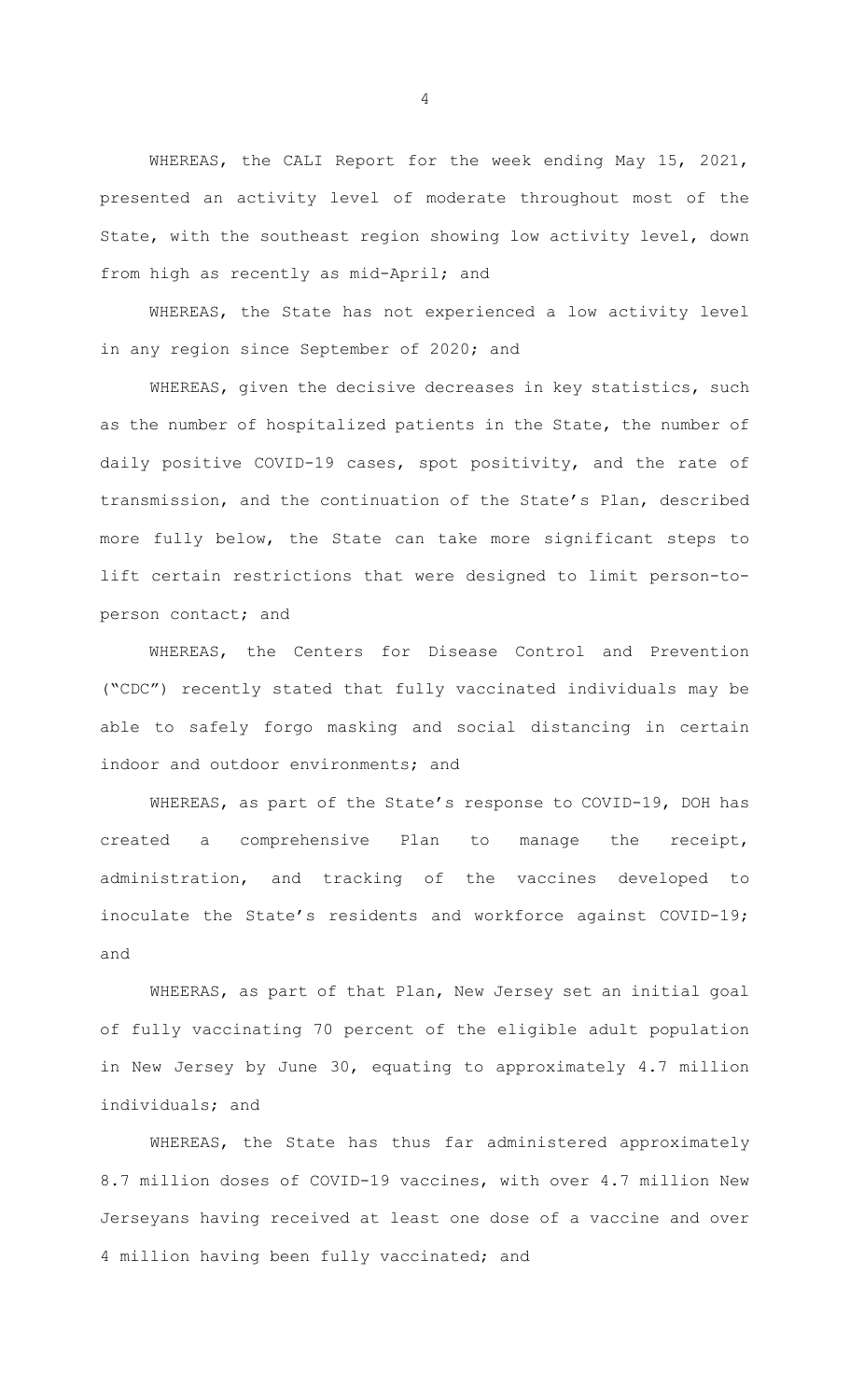WHEREAS, the CALI Report for the week ending May 15, 2021, presented an activity level of moderate throughout most of the State, with the southeast region showing low activity level, down from high as recently as mid-April; and

WHEREAS, the State has not experienced a low activity level in any region since September of 2020; and

WHEREAS, given the decisive decreases in key statistics, such as the number of hospitalized patients in the State, the number of daily positive COVID-19 cases, spot positivity, and the rate of transmission, and the continuation of the State's Plan, described more fully below, the State can take more significant steps to lift certain restrictions that were designed to limit person-to-person contact; and

WHEREAS, the Centers for Disease Control and Prevention ("CDC") recently stated that fully vaccinated individuals may be able to safely forgo masking and social distancing in certain indoor and outdoor environments; and

WHEREAS, as part of the State's response to COVID-19, DOH has created a comprehensive Plan to manage the receipt, administration, and tracking of the vaccines developed to inoculate the State's residents and workforce against COVID-19; and

WHEERAS, as part of that Plan, New Jersey set an initial goal of fully vaccinating 70 percent of the eligible adult population in New Jersey by June 30, equating to approximately 4.7 million individuals; and

WHEREAS, the State has thus far administered approximately 8.7 million doses of COVID-19 vaccines, with over 4.7 million New Jerseyans having received at least one dose of a vaccine and over 4 million having been fully vaccinated; and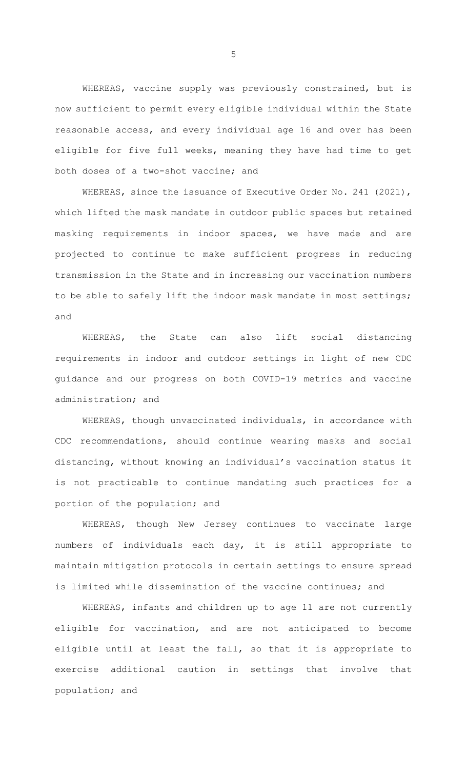WHEREAS, vaccine supply was previously constrained, but is now sufficient to permit every eligible individual within the State reasonable access, and every individual age 16 and over has been eligible for five full weeks, meaning they have had time to get both doses of a two-shot vaccine; and

WHEREAS, since the issuance of Executive Order No. 241 (2021), which lifted the mask mandate in outdoor public spaces but retained masking requirements in indoor spaces, we have made and are projected to continue to make sufficient progress in reducing transmission in the State and in increasing our vaccination numbers to be able to safely lift the indoor mask mandate in most settings; and

WHEREAS, the State can also lift social distancing requirements in indoor and outdoor settings in light of new CDC guidance and our progress on both COVID-19 metrics and vaccine administration; and

WHEREAS, though unvaccinated individuals, in accordance with CDC recommendations, should continue wearing masks and social distancing, without knowing an individual's vaccination status it is not practicable to continue mandating such practices for a portion of the population; and

WHEREAS, though New Jersey continues to vaccinate large numbers of individuals each day, it is still appropriate to maintain mitigation protocols in certain settings to ensure spread is limited while dissemination of the vaccine continues; and

WHEREAS, infants and children up to age 11 are not currently eligible for vaccination, and are not anticipated to become eligible until at least the fall, so that it is appropriate to exercise additional caution in settings that involve that population; and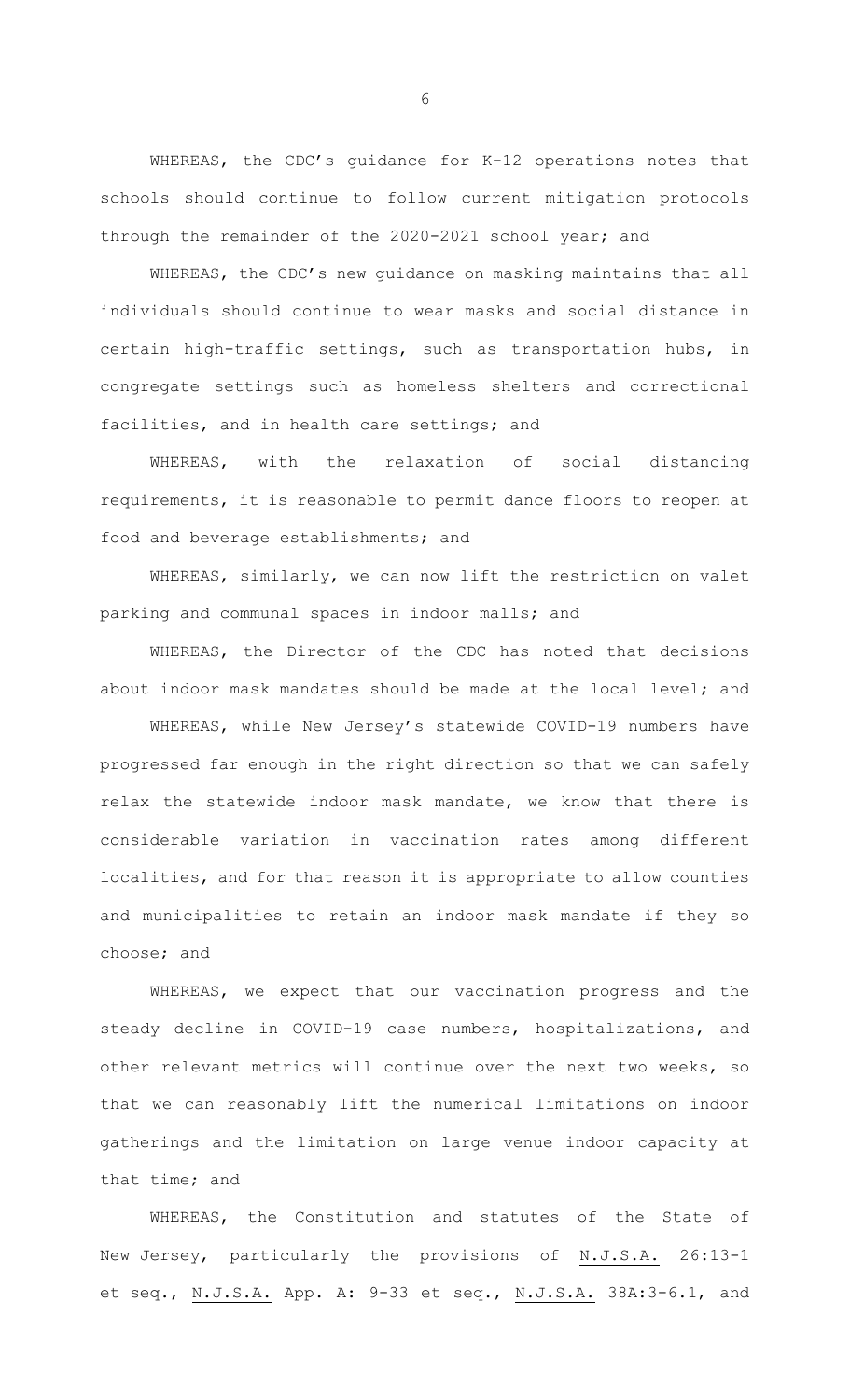WHEREAS, the CDC's guidance for K-12 operations notes that schools should continue to follow current mitigation protocols through the remainder of the 2020-2021 school year; and

WHEREAS, the CDC's new guidance on masking maintains that all individuals should continue to wear masks and social distance in certain high-traffic settings, such as transportation hubs, in congregate settings such as homeless shelters and correctional facilities, and in health care settings; and

WHEREAS, with the relaxation of social distancing requirements, it is reasonable to permit dance floors to reopen at food and beverage establishments; and

WHEREAS, similarly, we can now lift the restriction on valet parking and communal spaces in indoor malls; and

WHEREAS, the Director of the CDC has noted that decisions about indoor mask mandates should be made at the local level; and

WHEREAS, while New Jersey's statewide COVID-19 numbers have progressed far enough in the right direction so that we can safely relax the statewide indoor mask mandate, we know that there is considerable variation in vaccination rates among different localities, and for that reason it is appropriate to allow counties and municipalities to retain an indoor mask mandate if they so choose; and

WHEREAS, we expect that our vaccination progress and the steady decline in COVID-19 case numbers, hospitalizations, and other relevant metrics will continue over the next two weeks, so that we can reasonably lift the numerical limitations on indoor gatherings and the limitation on large venue indoor capacity at that time; and

WHEREAS, the Constitution and statutes of the State of New Jersey, particularly the provisions of <u>N.J.S.A.</u> 26:13-1 et seq., <u>N.J.S.A.</u> App. A: 9-33 et seq., <u>N.J.S.A.</u> 38A:3-6.1, and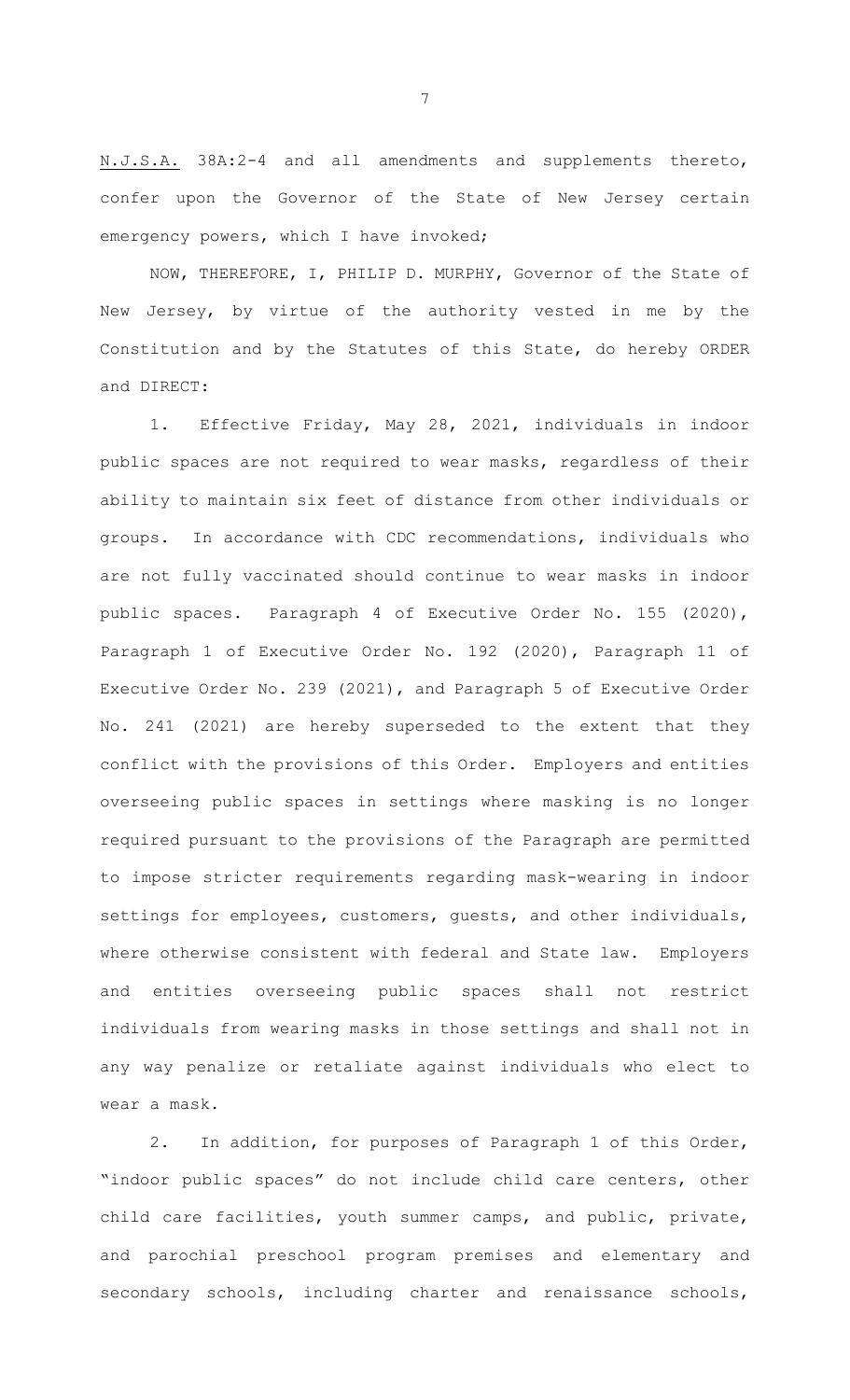N.J.S.A. 38A:2-4 and all amendments and supplements thereto, confer upon the Governor of the State of New Jersey certain emergency powers, which I have invoked;

NOW, THEREFORE, I, PHILIP D. MURPHY, Governor of the State of New Jersey, by virtue of the authority vested in me by the Constitution and by the Statutes of this State, do hereby ORDER and DIRECT:

1. Effective Friday, May 28, 2021, individuals in indoor public spaces are not required to wear masks, regardless of their ability to maintain six feet of distance from other individuals or groups. In accordance with CDC recommendations, individuals who are not fully vaccinated should continue to wear masks in indoor public spaces. Paragraph 4 of Executive Order No. 155 (2020), Paragraph 1 of Executive Order No. 192 (2020), Paragraph 11 of Executive Order No. 239 (2021), and Paragraph 5 of Executive Order No. 241 (2021) are hereby superseded to the extent that they conflict with the provisions of this Order. Employers and entities overseeing public spaces in settings where masking is no longer required pursuant to the provisions of the Paragraph are permitted to impose stricter requirements regarding mask-wearing in indoor settings for employees, customers, guests, and other individuals, where otherwise consistent with federal and State law. Employers and entities overseeing public spaces shall not restrict individuals from wearing masks in those settings and shall not in any way penalize or retaliate against individuals who elect to wear a mask.

2. In addition, for purposes of Paragraph 1 of this Order, "indoor public spaces" do not include child care centers, other child care facilities, youth summer camps, and public, private, and parochial preschool program premises and elementary and secondary schools, including charter and renaissance schools,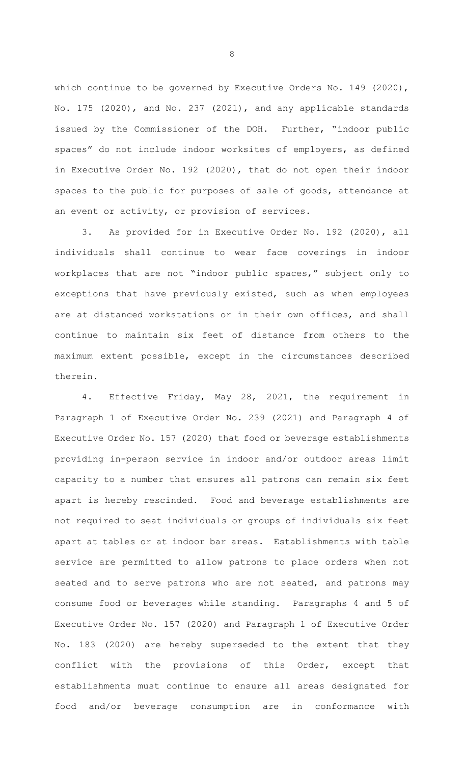which continue to be governed by Executive Orders No. 149 (2020), No. 175 (2020), and No. 237 (2021), and any applicable standards issued by the Commissioner of the DOH. Further, "indoor public spaces" do not include indoor worksites of employers, as defined in Executive Order No. 192 (2020), that do not open their indoor spaces to the public for purposes of sale of goods, attendance at an event or activity, or provision of services.

3. As provided for in Executive Order No. 192 (2020), all individuals shall continue to wear face coverings in indoor workplaces that are not "indoor public spaces," subject only to exceptions that have previously existed, such as when employees are at distanced workstations or in their own offices, and shall continue to maintain six feet of distance from others to the maximum extent possible, except in the circumstances described therein.

4. Effective Friday, May 28, 2021, the requirement in Paragraph 1 of Executive Order No. 239 (2021) and Paragraph 4 of Executive Order No. 157 (2020) that food or beverage establishments providing in-person service in indoor and/or outdoor areas limit capacity to a number that ensures all patrons can remain six feet apart is hereby rescinded. Food and beverage establishments are not required to seat individuals or groups of individuals six feet apart at tables or at indoor bar areas. Establishments with table service are permitted to allow patrons to place orders when not seated and to serve patrons who are not seated, and patrons may consume food or beverages while standing. Paragraphs 4 and 5 of Executive Order No. 157 (2020) and Paragraph 1 of Executive Order No. 183 (2020) are hereby superseded to the extent that they conflict with the provisions of this Order, except that establishments must continue to ensure all areas designated for food and/or beverage consumption are in conformance with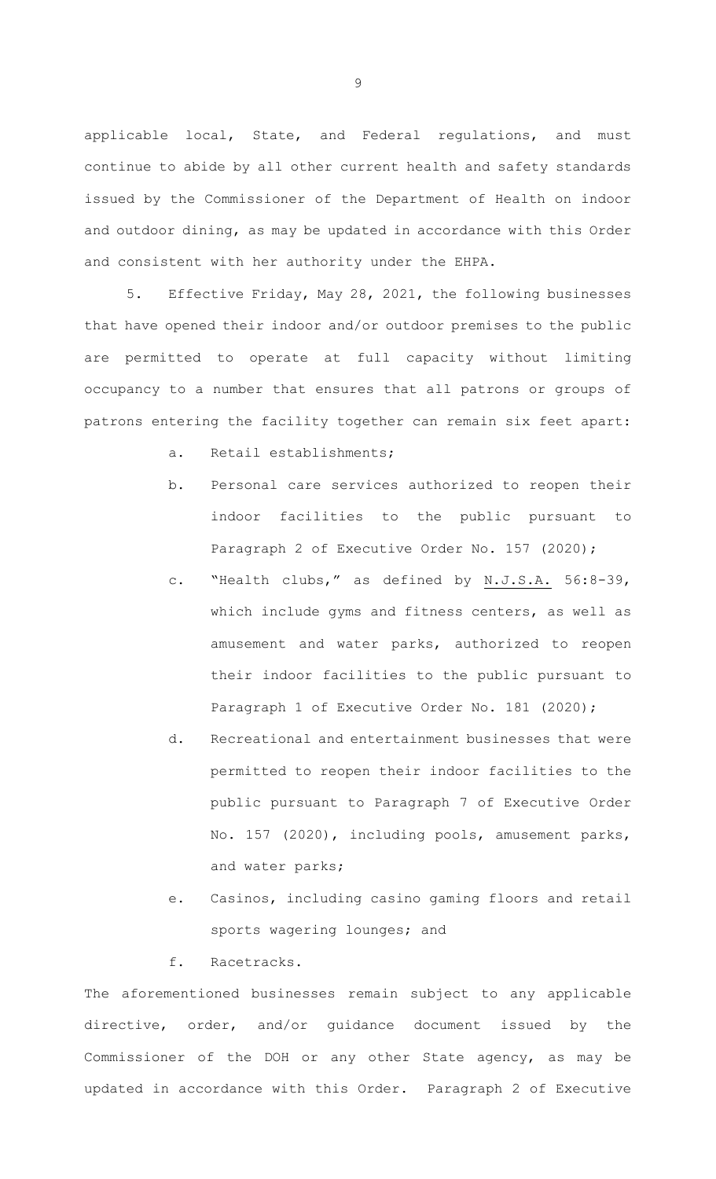applicable local, State, and Federal regulations, and must continue to abide by all other current health and safety standards issued by the Commissioner of the Department of Health on indoor and outdoor dining, as may be updated in accordance with this Order and consistent with her authority under the EHPA.

5. Effective Friday, May 28, 2021, the following businesses that have opened their indoor and/or outdoor premises to the public are permitted to operate at full capacity without limiting occupancy to a number that ensures that all patrons or groups of patrons entering the facility together can remain six feet apart:

   a. Retail establishments;

   b. Personal care services authorized to reopen their indoor facilities to the public pursuant to Paragraph 2 of Executive Order No. 157 (2020);

   c. "Health clubs," as defined by N.J.S.A. 56:8-39, which include gyms and fitness centers, as well as amusement and water parks, authorized to reopen their indoor facilities to the public pursuant to Paragraph 1 of Executive Order No. 181 (2020);

   d. Recreational and entertainment businesses that were permitted to reopen their indoor facilities to the public pursuant to Paragraph 7 of Executive Order No. 157 (2020), including pools, amusement parks, and water parks;

   e. Casinos, including casino gaming floors and retail sports wagering lounges; and

   f. Racetracks.

The aforementioned businesses remain subject to any applicable directive, order, and/or guidance document issued by the Commissioner of the DOH or any other State agency, as may be updated in accordance with this Order. Paragraph 2 of Executive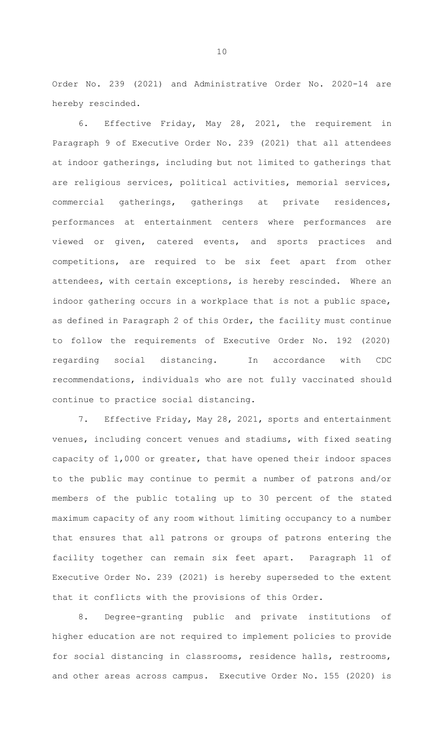Order No. 239 (2021) and Administrative Order No. 2020-14 are hereby rescinded.

6. Effective Friday, May 28, 2021, the requirement in Paragraph 9 of Executive Order No. 239 (2021) that all attendees at indoor gatherings, including but not limited to gatherings that are religious services, political activities, memorial services, commercial gatherings, gatherings at private residences, performances at entertainment centers where performances are viewed or given, catered events, and sports practices and competitions, are required to be six feet apart from other attendees, with certain exceptions, is hereby rescinded. Where an indoor gathering occurs in a workplace that is not a public space, as defined in Paragraph 2 of this Order, the facility must continue to follow the requirements of Executive Order No. 192 (2020) regarding social distancing. In accordance with CDC recommendations, individuals who are not fully vaccinated should continue to practice social distancing.

7. Effective Friday, May 28, 2021, sports and entertainment venues, including concert venues and stadiums, with fixed seating capacity of 1,000 or greater, that have opened their indoor spaces to the public may continue to permit a number of patrons and/or members of the public totaling up to 30 percent of the stated maximum capacity of any room without limiting occupancy to a number that ensures that all patrons or groups of patrons entering the facility together can remain six feet apart. Paragraph 11 of Executive Order No. 239 (2021) is hereby superseded to the extent that it conflicts with the provisions of this Order.

8. Degree-granting public and private institutions of higher education are not required to implement policies to provide for social distancing in classrooms, residence halls, restrooms, and other areas across campus. Executive Order No. 155 (2020) is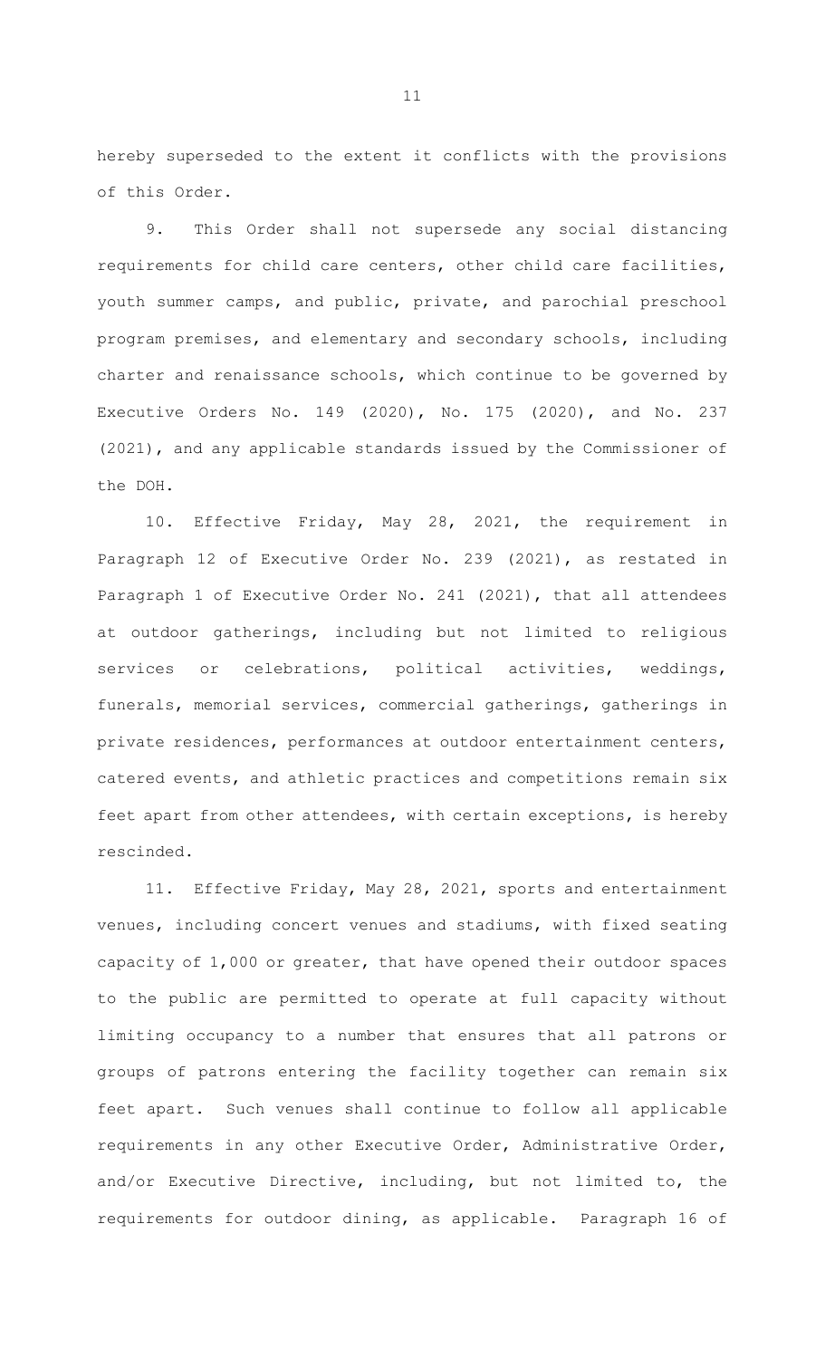hereby superseded to the extent it conflicts with the provisions of this Order.

9. This Order shall not supersede any social distancing requirements for child care centers, other child care facilities, youth summer camps, and public, private, and parochial preschool program premises, and elementary and secondary schools, including charter and renaissance schools, which continue to be governed by Executive Orders No. 149 (2020), No. 175 (2020), and No. 237 (2021), and any applicable standards issued by the Commissioner of the DOH.

10. Effective Friday, May 28, 2021, the requirement in Paragraph 12 of Executive Order No. 239 (2021), as restated in Paragraph 1 of Executive Order No. 241 (2021), that all attendees at outdoor gatherings, including but not limited to religious services or celebrations, political activities, weddings, funerals, memorial services, commercial gatherings, gatherings in private residences, performances at outdoor entertainment centers, catered events, and athletic practices and competitions remain six feet apart from other attendees, with certain exceptions, is hereby rescinded.

11. Effective Friday, May 28, 2021, sports and entertainment venues, including concert venues and stadiums, with fixed seating capacity of 1,000 or greater, that have opened their outdoor spaces to the public are permitted to operate at full capacity without limiting occupancy to a number that ensures that all patrons or groups of patrons entering the facility together can remain six feet apart. Such venues shall continue to follow all applicable requirements in any other Executive Order, Administrative Order, and/or Executive Directive, including, but not limited to, the requirements for outdoor dining, as applicable. Paragraph 16 of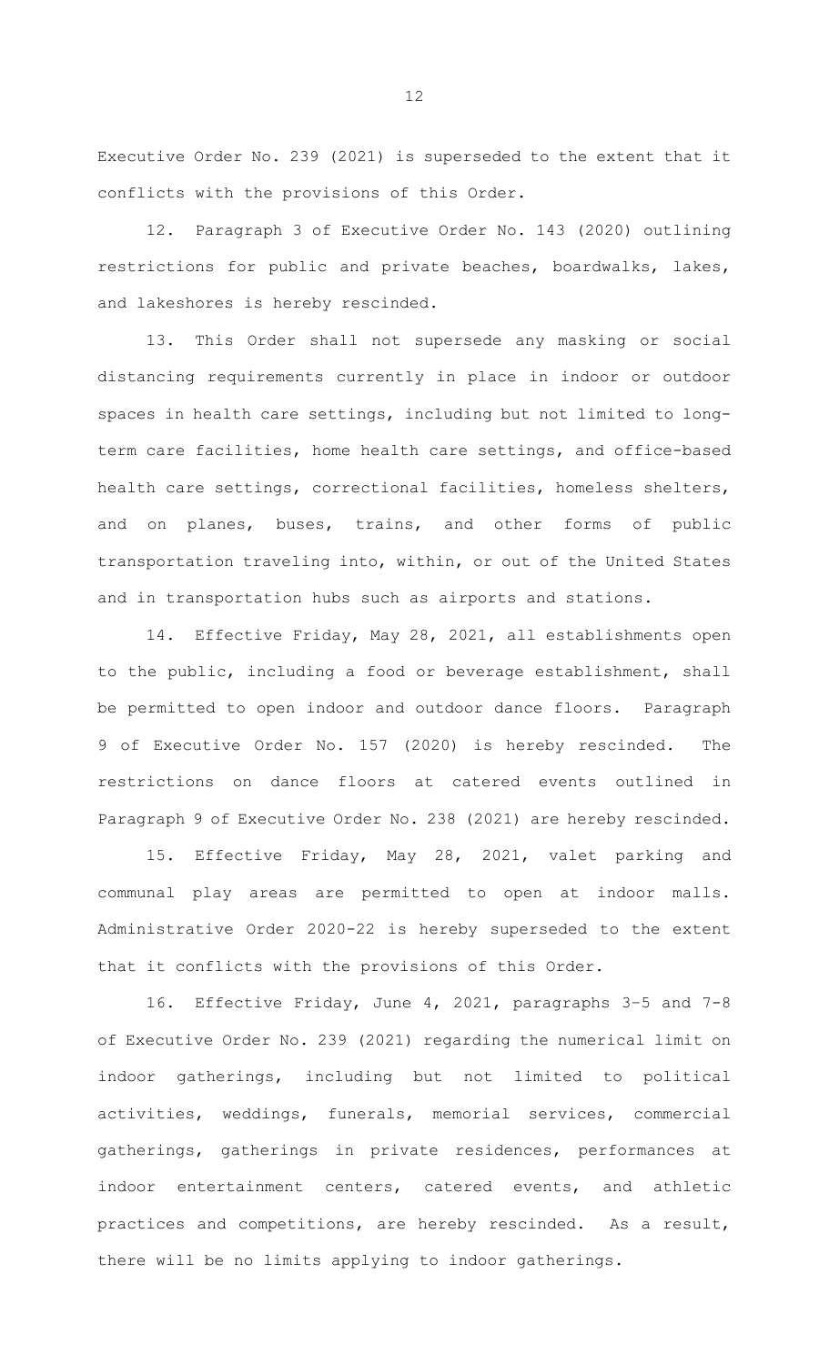Executive Order No. 239 (2021) is superseded to the extent that it conflicts with the provisions of this Order.

12. Paragraph 3 of Executive Order No. 143 (2020) outlining restrictions for public and private beaches, boardwalks, lakes, and lakeshores is hereby rescinded.

13. This Order shall not supersede any masking or social distancing requirements currently in place in indoor or outdoor spaces in health care settings, including but not limited to long-term care facilities, home health care settings, and office-based health care settings, correctional facilities, homeless shelters, and on planes, buses, trains, and other forms of public transportation traveling into, within, or out of the United States and in transportation hubs such as airports and stations.

14. Effective Friday, May 28, 2021, all establishments open to the public, including a food or beverage establishment, shall be permitted to open indoor and outdoor dance floors. Paragraph 9 of Executive Order No. 157 (2020) is hereby rescinded. The restrictions on dance floors at catered events outlined in Paragraph 9 of Executive Order No. 238 (2021) are hereby rescinded.

15. Effective Friday, May 28, 2021, valet parking and communal play areas are permitted to open at indoor malls. Administrative Order 2020-22 is hereby superseded to the extent that it conflicts with the provisions of this Order.

16. Effective Friday, June 4, 2021, paragraphs 3–5 and 7-8 of Executive Order No. 239 (2021) regarding the numerical limit on indoor gatherings, including but not limited to political activities, weddings, funerals, memorial services, commercial gatherings, gatherings in private residences, performances at indoor entertainment centers, catered events, and athletic practices and competitions, are hereby rescinded. As a result, there will be no limits applying to indoor gatherings.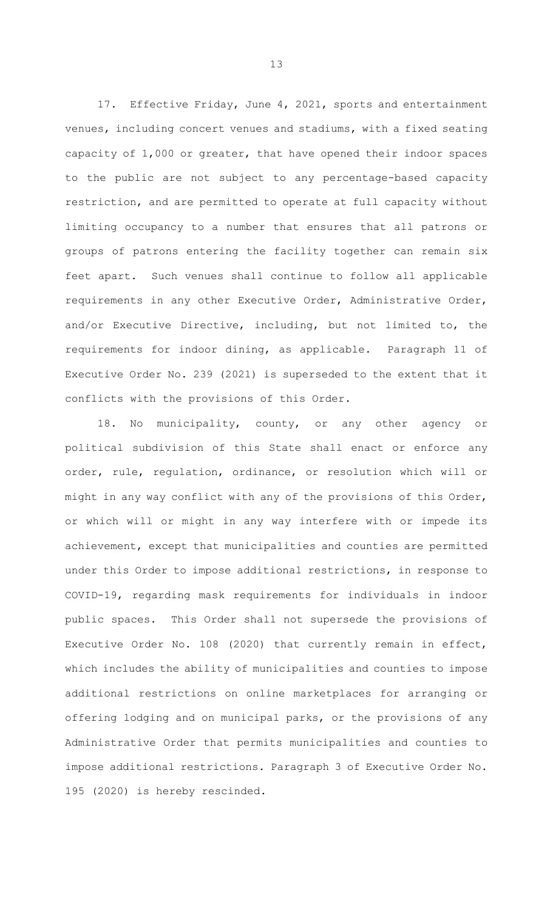17. Effective Friday, June 4, 2021, sports and entertainment venues, including concert venues and stadiums, with a fixed seating capacity of 1,000 or greater, that have opened their indoor spaces to the public are not subject to any percentage-based capacity restriction, and are permitted to operate at full capacity without limiting occupancy to a number that ensures that all patrons or groups of patrons entering the facility together can remain six feet apart. Such venues shall continue to follow all applicable requirements in any other Executive Order, Administrative Order, and/or Executive Directive, including, but not limited to, the requirements for indoor dining, as applicable. Paragraph 11 of Executive Order No. 239 (2021) is superseded to the extent that it conflicts with the provisions of this Order.

18. No municipality, county, or any other agency or political subdivision of this State shall enact or enforce any order, rule, regulation, ordinance, or resolution which will or might in any way conflict with any of the provisions of this Order, or which will or might in any way interfere with or impede its achievement, except that municipalities and counties are permitted under this Order to impose additional restrictions, in response to COVID-19, regarding mask requirements for individuals in indoor public spaces. This Order shall not supersede the provisions of Executive Order No. 108 (2020) that currently remain in effect, which includes the ability of municipalities and counties to impose additional restrictions on online marketplaces for arranging or offering lodging and on municipal parks, or the provisions of any Administrative Order that permits municipalities and counties to impose additional restrictions. Paragraph 3 of Executive Order No. 195 (2020) is hereby rescinded.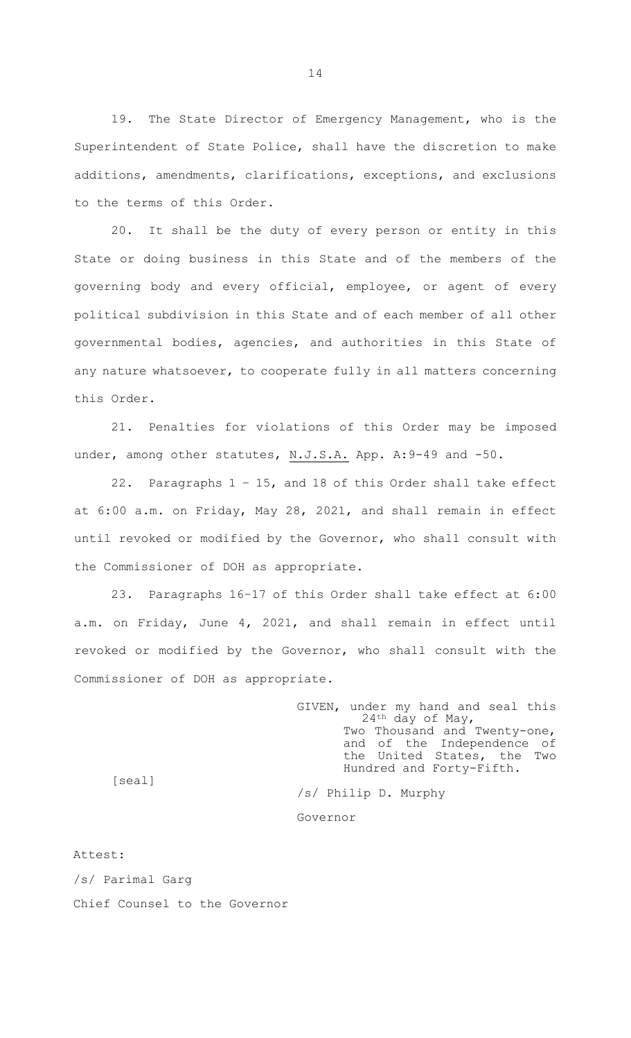19. The State Director of Emergency Management, who is the Superintendent of State Police, shall have the discretion to make additions, amendments, clarifications, exceptions, and exclusions to the terms of this Order.

20. It shall be the duty of every person or entity in this State or doing business in this State and of the members of the governing body and every official, employee, or agent of every political subdivision in this State and of each member of all other governmental bodies, agencies, and authorities in this State of any nature whatsoever, to cooperate fully in all matters concerning this Order.

21. Penalties for violations of this Order may be imposed under, among other statutes, N.J.S.A. App. A:9-49 and -50.

22. Paragraphs 1 – 15, and 18 of this Order shall take effect at 6:00 a.m. on Friday, May 28, 2021, and shall remain in effect until revoked or modified by the Governor, who shall consult with the Commissioner of DOH as appropriate.

23. Paragraphs 16–17 of this Order shall take effect at 6:00 a.m. on Friday, June 4, 2021, and shall remain in effect until revoked or modified by the Governor, who shall consult with the Commissioner of DOH as appropriate.

GIVEN, under my hand and seal this 24th day of May, Two Thousand and Twenty-one, and of the Independence of the United States, the Two Hundred and Forty-Fifth.

[seal]

/s/ Philip D. Murphy

Governor

Attest:

/s/ Parimal Garg

Chief Counsel to the Governor